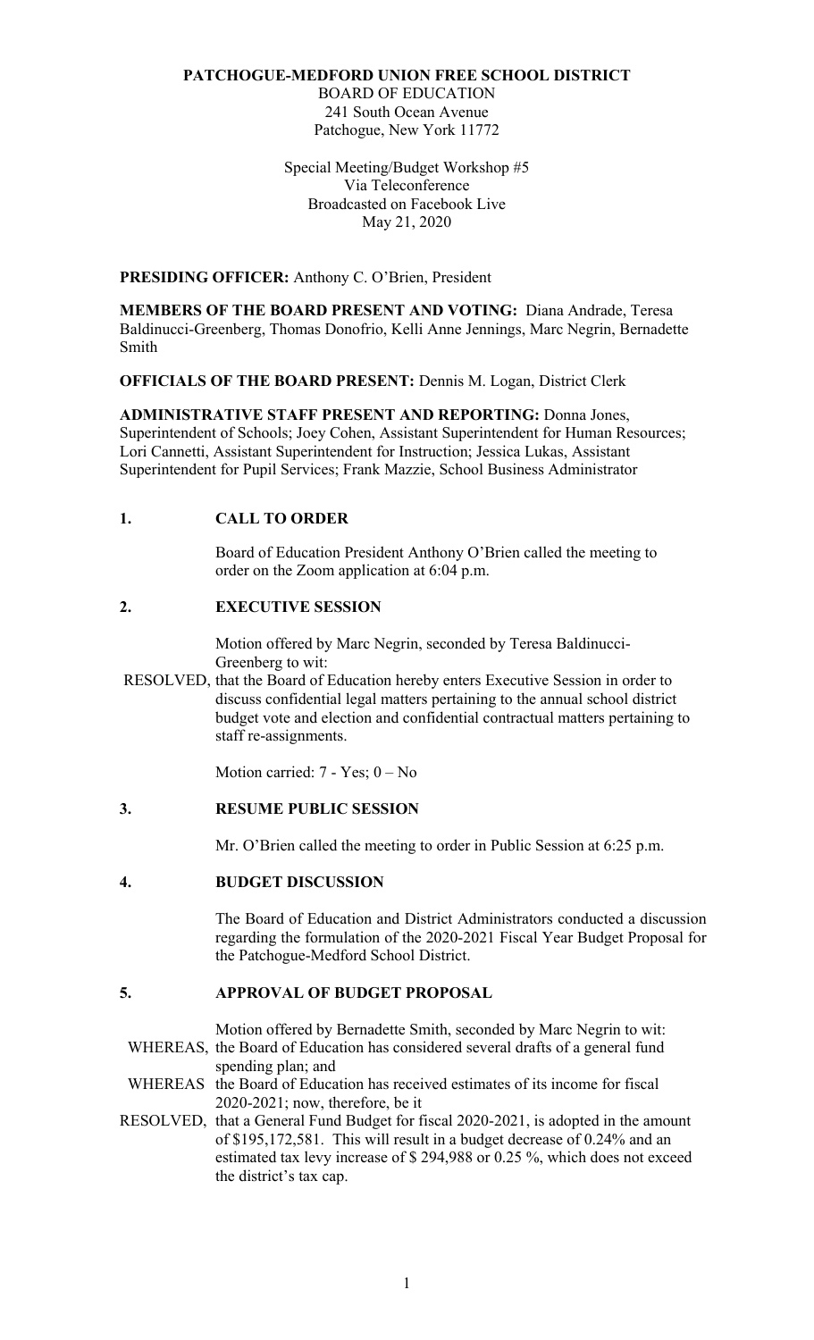**PATCHOGUE-MEDFORD UNION FREE SCHOOL DISTRICT**

BOARD OF EDUCATION
241 South Ocean Avenue
Patchogue, New York 11772

Special Meeting/Budget Workshop #5
Via Teleconference
Broadcasted on Facebook Live
May 21, 2020

**PRESIDING OFFICER:** Anthony C. O'Brien, President

**MEMBERS OF THE BOARD PRESENT AND VOTING:** Diana Andrade, Teresa Baldinucci-Greenberg, Thomas Donofrio, Kelli Anne Jennings, Marc Negrin, Bernadette Smith

**OFFICIALS OF THE BOARD PRESENT:** Dennis M. Logan, District Clerk

**ADMINISTRATIVE STAFF PRESENT AND REPORTING:** Donna Jones, Superintendent of Schools; Joey Cohen, Assistant Superintendent for Human Resources; Lori Cannetti, Assistant Superintendent for Instruction; Jessica Lukas, Assistant Superintendent for Pupil Services; Frank Mazzie, School Business Administrator

## 1. CALL TO ORDER

Board of Education President Anthony O'Brien called the meeting to order on the Zoom application at 6:04 p.m.

## 2. EXECUTIVE SESSION

Motion offered by Marc Negrin, seconded by Teresa Baldinucci-Greenberg to wit:

RESOLVED, that the Board of Education hereby enters Executive Session in order to discuss confidential legal matters pertaining to the annual school district budget vote and election and confidential contractual matters pertaining to staff re-assignments.

Motion carried: 7 - Yes; 0 – No

## 3. RESUME PUBLIC SESSION

Mr. O'Brien called the meeting to order in Public Session at 6:25 p.m.

## 4. BUDGET DISCUSSION

The Board of Education and District Administrators conducted a discussion regarding the formulation of the 2020-2021 Fiscal Year Budget Proposal for the Patchogue-Medford School District.

## 5. APPROVAL OF BUDGET PROPOSAL

Motion offered by Bernadette Smith, seconded by Marc Negrin to wit:

WHEREAS, the Board of Education has considered several drafts of a general fund spending plan; and

WHEREAS the Board of Education has received estimates of its income for fiscal 2020-2021; now, therefore, be it

RESOLVED, that a General Fund Budget for fiscal 2020-2021, is adopted in the amount of $195,172,581. This will result in a budget decrease of 0.24% and an estimated tax levy increase of $ 294,988 or 0.25 %, which does not exceed the district's tax cap.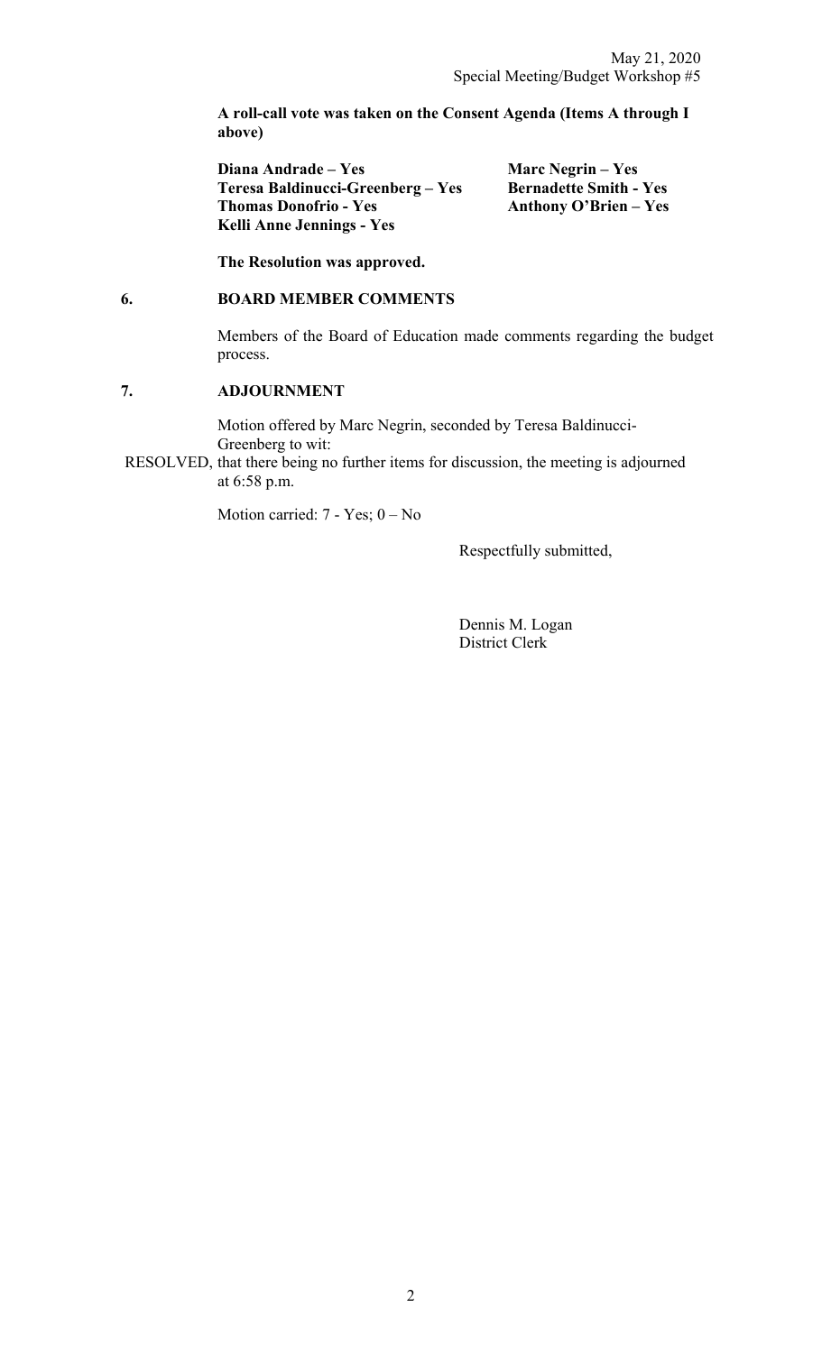**A roll-call vote was taken on the Consent Agenda (Items A through I above)**

**Diana Andrade – Yes**
**Teresa Baldinucci-Greenberg – Yes**
**Thomas Donofrio - Yes**
**Kelli Anne Jennings - Yes**
**Marc Negrin – Yes**
**Bernadette Smith - Yes**
**Anthony O'Brien – Yes**

**The Resolution was approved.**

## 6. BOARD MEMBER COMMENTS

Members of the Board of Education made comments regarding the budget process.

## 7. ADJOURNMENT

Motion offered by Marc Negrin, seconded by Teresa Baldinucci-Greenberg to wit:

RESOLVED, that there being no further items for discussion, the meeting is adjourned at 6:58 p.m.

Motion carried: 7 - Yes; 0 – No

Respectfully submitted,

Dennis M. Logan
District Clerk